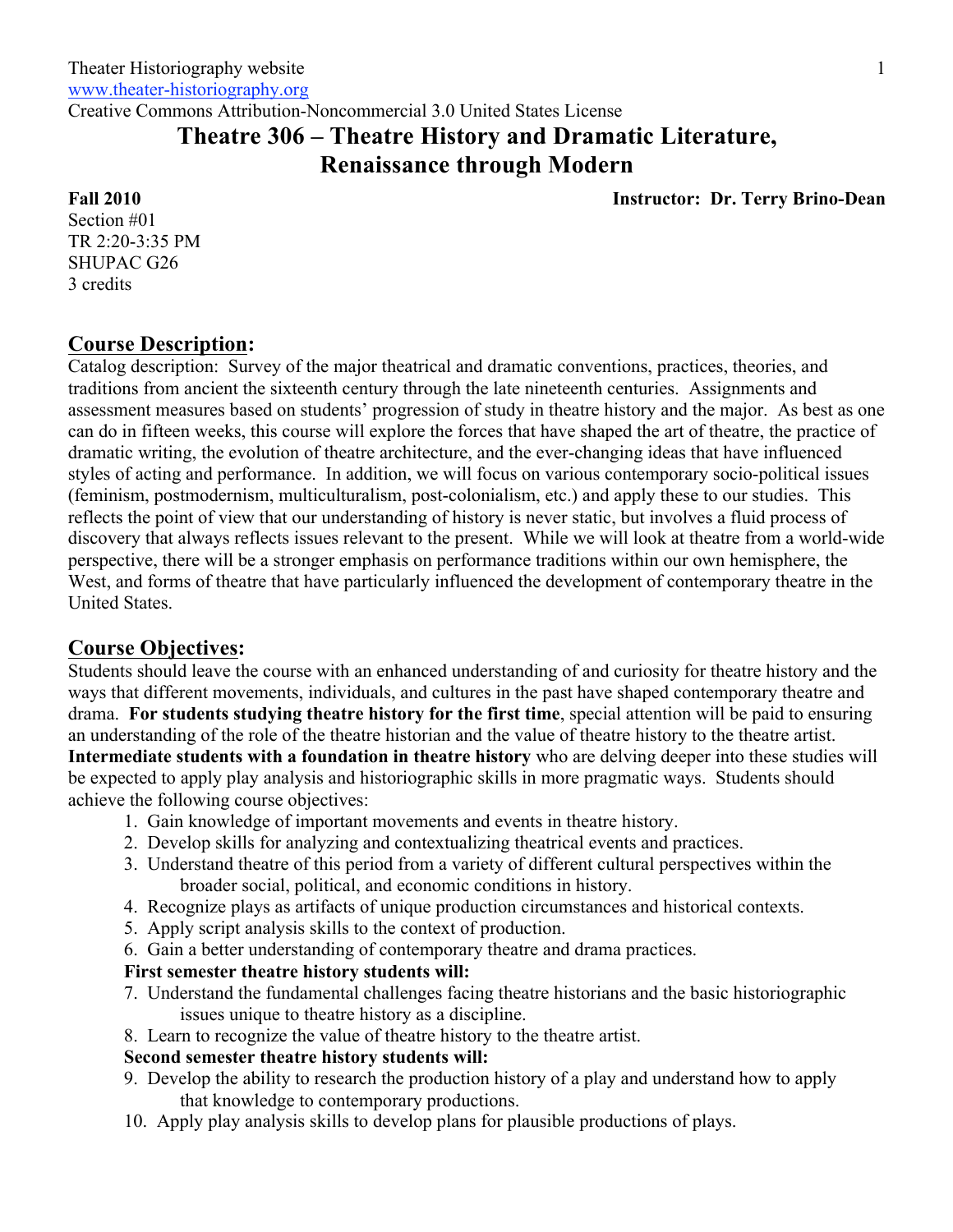Theater Historiography website
www.theater-historiography.org
Creative Commons Attribution-Noncommercial 3.0 United States License

# Theatre 306 – Theatre History and Dramatic Literature, Renaissance through Modern

**Fall 2010** **Instructor: Dr. Terry Brino-Dean**

Section #01
TR 2:20-3:35 PM
SHUPAC G26
3 credits

## Course Description:

Catalog description: Survey of the major theatrical and dramatic conventions, practices, theories, and traditions from ancient the sixteenth century through the late nineteenth centuries. Assignments and assessment measures based on students' progression of study in theatre history and the major. As best as one can do in fifteen weeks, this course will explore the forces that have shaped the art of theatre, the practice of dramatic writing, the evolution of theatre architecture, and the ever-changing ideas that have influenced styles of acting and performance. In addition, we will focus on various contemporary socio-political issues (feminism, postmodernism, multiculturalism, post-colonialism, etc.) and apply these to our studies. This reflects the point of view that our understanding of history is never static, but involves a fluid process of discovery that always reflects issues relevant to the present. While we will look at theatre from a world-wide perspective, there will be a stronger emphasis on performance traditions within our own hemisphere, the West, and forms of theatre that have particularly influenced the development of contemporary theatre in the United States.

## Course Objectives:

Students should leave the course with an enhanced understanding of and curiosity for theatre history and the ways that different movements, individuals, and cultures in the past have shaped contemporary theatre and drama. **For students studying theatre history for the first time**, special attention will be paid to ensuring an understanding of the role of the theatre historian and the value of theatre history to the theatre artist. **Intermediate students with a foundation in theatre history** who are delving deeper into these studies will be expected to apply play analysis and historiographic skills in more pragmatic ways. Students should achieve the following course objectives:

1. Gain knowledge of important movements and events in theatre history.
2. Develop skills for analyzing and contextualizing theatrical events and practices.
3. Understand theatre of this period from a variety of different cultural perspectives within the broader social, political, and economic conditions in history.
4. Recognize plays as artifacts of unique production circumstances and historical contexts.
5. Apply script analysis skills to the context of production.
6. Gain a better understanding of contemporary theatre and drama practices.

**First semester theatre history students will:**

7. Understand the fundamental challenges facing theatre historians and the basic historiographic issues unique to theatre history as a discipline.
8. Learn to recognize the value of theatre history to the theatre artist.

**Second semester theatre history students will:**

9. Develop the ability to research the production history of a play and understand how to apply that knowledge to contemporary productions.
10. Apply play analysis skills to develop plans for plausible productions of plays.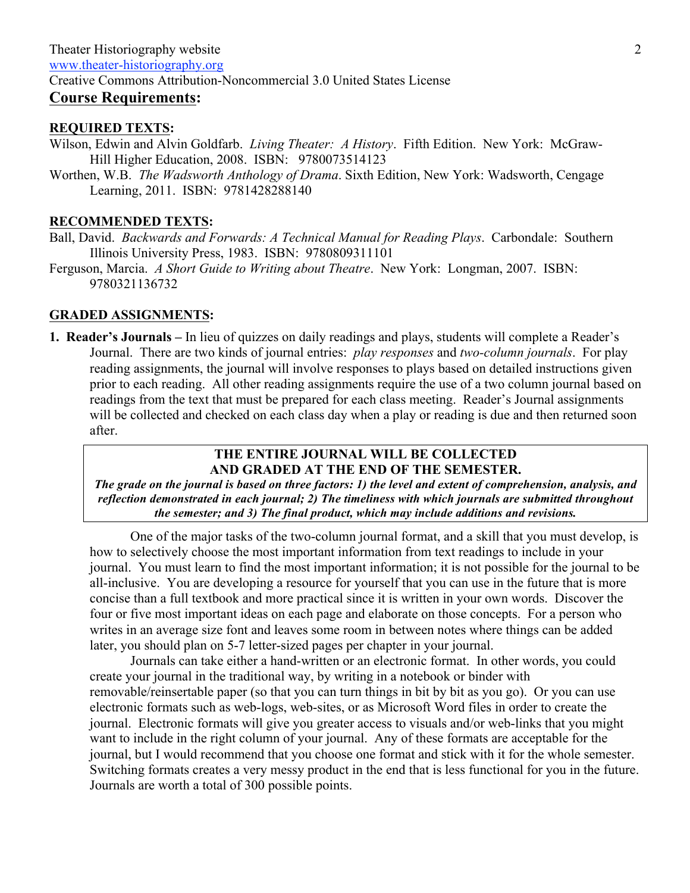Theater Historiography website
[www.theater-historiography.org](http://www.theater-historiography.org)
Creative Commons Attribution-Noncommercial 3.0 United States License

## Course Requirements:

### REQUIRED TEXTS:

Wilson, Edwin and Alvin Goldfarb. *Living Theater: A History*. Fifth Edition. New York: McGraw-Hill Higher Education, 2008. ISBN: 9780073514123

Worthen, W.B. *The Wadsworth Anthology of Drama*. Sixth Edition, New York: Wadsworth, Cengage Learning, 2011. ISBN: 9781428288140

### RECOMMENDED TEXTS:

Ball, David. *Backwards and Forwards: A Technical Manual for Reading Plays*. Carbondale: Southern Illinois University Press, 1983. ISBN: 9780809311101

Ferguson, Marcia. *A Short Guide to Writing about Theatre*. New York: Longman, 2007. ISBN: 9780321136732

### GRADED ASSIGNMENTS:

1. **Reader's Journals –** In lieu of quizzes on daily readings and plays, students will complete a Reader's Journal. There are two kinds of journal entries: *play responses* and *two-column journals*. For play reading assignments, the journal will involve responses to plays based on detailed instructions given prior to each reading. All other reading assignments require the use of a two column journal based on readings from the text that must be prepared for each class meeting. Reader's Journal assignments will be collected and checked on each class day when a play or reading is due and then returned soon after.

> **THE ENTIRE JOURNAL WILL BE COLLECTED AND GRADED AT THE END OF THE SEMESTER.**
> ***The grade on the journal is based on three factors: 1) the level and extent of comprehension, analysis, and reflection demonstrated in each journal; 2) The timeliness with which journals are submitted throughout the semester; and 3) The final product, which may include additions and revisions.***

One of the major tasks of the two-column journal format, and a skill that you must develop, is how to selectively choose the most important information from text readings to include in your journal. You must learn to find the most important information; it is not possible for the journal to be all-inclusive. You are developing a resource for yourself that you can use in the future that is more concise than a full textbook and more practical since it is written in your own words. Discover the four or five most important ideas on each page and elaborate on those concepts. For a person who writes in an average size font and leaves some room in between notes where things can be added later, you should plan on 5-7 letter-sized pages per chapter in your journal.

Journals can take either a hand-written or an electronic format. In other words, you could create your journal in the traditional way, by writing in a notebook or binder with removable/reinsertable paper (so that you can turn things in bit by bit as you go). Or you can use electronic formats such as web-logs, web-sites, or as Microsoft Word files in order to create the journal. Electronic formats will give you greater access to visuals and/or web-links that you might want to include in the right column of your journal. Any of these formats are acceptable for the journal, but I would recommend that you choose one format and stick with it for the whole semester. Switching formats creates a very messy product in the end that is less functional for you in the future. Journals are worth a total of 300 possible points.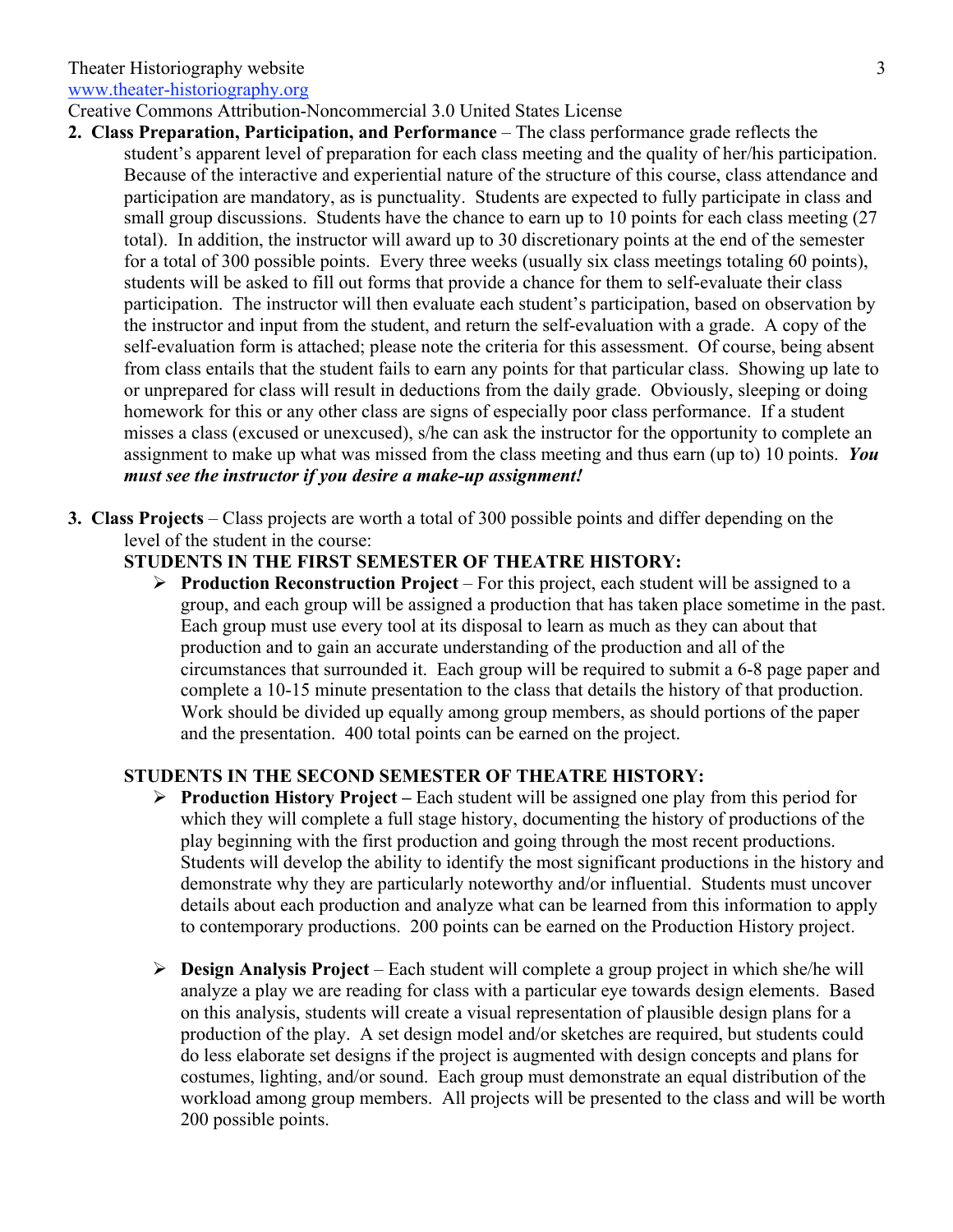2. **Class Preparation, Participation, and Performance** – The class performance grade reflects the student's apparent level of preparation for each class meeting and the quality of her/his participation. Because of the interactive and experiential nature of the structure of this course, class attendance and participation are mandatory, as is punctuality. Students are expected to fully participate in class and small group discussions. Students have the chance to earn up to 10 points for each class meeting (27 total). In addition, the instructor will award up to 30 discretionary points at the end of the semester for a total of 300 possible points. Every three weeks (usually six class meetings totaling 60 points), students will be asked to fill out forms that provide a chance for them to self-evaluate their class participation. The instructor will then evaluate each student's participation, based on observation by the instructor and input from the student, and return the self-evaluation with a grade. A copy of the self-evaluation form is attached; please note the criteria for this assessment. Of course, being absent from class entails that the student fails to earn any points for that particular class. Showing up late to or unprepared for class will result in deductions from the daily grade. Obviously, sleeping or doing homework for this or any other class are signs of especially poor class performance. If a student misses a class (excused or unexcused), s/he can ask the instructor for the opportunity to complete an assignment to make up what was missed from the class meeting and thus earn (up to) 10 points. ***You must see the instructor if you desire a make-up assignment!***

3. **Class Projects** – Class projects are worth a total of 300 possible points and differ depending on the level of the student in the course:

   **STUDENTS IN THE FIRST SEMESTER OF THEATRE HISTORY:**

   - **Production Reconstruction Project** – For this project, each student will be assigned to a group, and each group will be assigned a production that has taken place sometime in the past. Each group must use every tool at its disposal to learn as much as they can about that production and to gain an accurate understanding of the production and all of the circumstances that surrounded it. Each group will be required to submit a 6-8 page paper and complete a 10-15 minute presentation to the class that details the history of that production. Work should be divided up equally among group members, as should portions of the paper and the presentation. 400 total points can be earned on the project.

   **STUDENTS IN THE SECOND SEMESTER OF THEATRE HISTORY:**

   - **Production History Project –** Each student will be assigned one play from this period for which they will complete a full stage history, documenting the history of productions of the play beginning with the first production and going through the most recent productions. Students will develop the ability to identify the most significant productions in the history and demonstrate why they are particularly noteworthy and/or influential. Students must uncover details about each production and analyze what can be learned from this information to apply to contemporary productions. 200 points can be earned on the Production History project.

   - **Design Analysis Project** – Each student will complete a group project in which she/he will analyze a play we are reading for class with a particular eye towards design elements. Based on this analysis, students will create a visual representation of plausible design plans for a production of the play. A set design model and/or sketches are required, but students could do less elaborate set designs if the project is augmented with design concepts and plans for costumes, lighting, and/or sound. Each group must demonstrate an equal distribution of the workload among group members. All projects will be presented to the class and will be worth 200 possible points.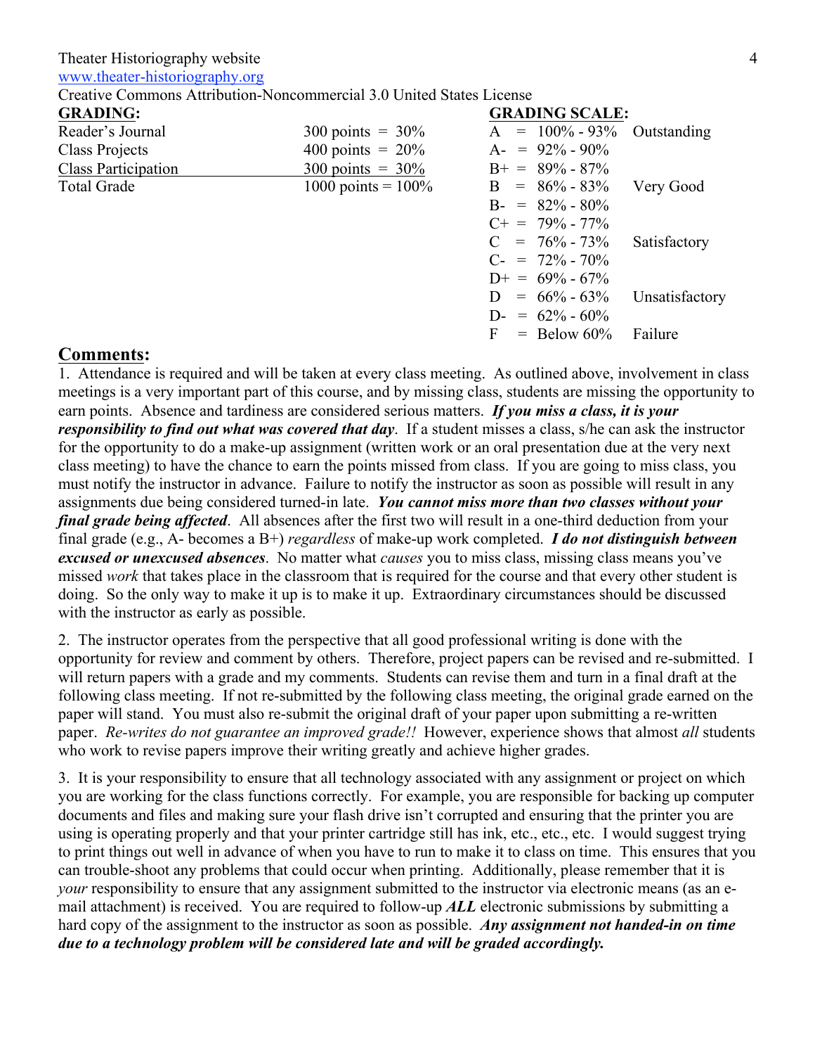Theater Historiography website
www.theater-historiography.org
Creative Commons Attribution-Noncommercial 3.0 United States License

**GRADING:**

| | |
|---|---|
| Reader's Journal | 300 points = 30% |
| Class Projects | 400 points = 20% |
| Class Participation | 300 points = 30% |
| Total Grade | 1000 points = 100% |

**GRADING SCALE:**

| Grade | Range | |
|---|---|---|
| A | = 100% - 93% | Outstanding |
| A- | = 92% - 90% | |
| B+ | = 89% - 87% | |
| B | = 86% - 83% | Very Good |
| B- | = 82% - 80% | |
| C+ | = 79% - 77% | |
| C | = 76% - 73% | Satisfactory |
| C- | = 72% - 70% | |
| D+ | = 69% - 67% | |
| D | = 66% - 63% | Unsatisfactory |
| D- | = 62% - 60% | |
| F | = Below 60% | Failure |

## Comments:

1. Attendance is required and will be taken at every class meeting. As outlined above, involvement in class meetings is a very important part of this course, and by missing class, students are missing the opportunity to earn points. Absence and tardiness are considered serious matters. ***If you miss a class, it is your responsibility to find out what was covered that day***. If a student misses a class, s/he can ask the instructor for the opportunity to do a make-up assignment (written work or an oral presentation due at the very next class meeting) to have the chance to earn the points missed from class. If you are going to miss class, you must notify the instructor in advance. Failure to notify the instructor as soon as possible will result in any assignments due being considered turned-in late. ***You cannot miss more than two classes without your final grade being affected***. All absences after the first two will result in a one-third deduction from your final grade (e.g., A- becomes a B+) *regardless* of make-up work completed. ***I do not distinguish between excused or unexcused absences***. No matter what *causes* you to miss class, missing class means you've missed *work* that takes place in the classroom that is required for the course and that every other student is doing. So the only way to make it up is to make it up. Extraordinary circumstances should be discussed with the instructor as early as possible.

2. The instructor operates from the perspective that all good professional writing is done with the opportunity for review and comment by others. Therefore, project papers can be revised and re-submitted. I will return papers with a grade and my comments. Students can revise them and turn in a final draft at the following class meeting. If not re-submitted by the following class meeting, the original grade earned on the paper will stand. You must also re-submit the original draft of your paper upon submitting a re-written paper. *Re-writes do not guarantee an improved grade!!* However, experience shows that almost *all* students who work to revise papers improve their writing greatly and achieve higher grades.

3. It is your responsibility to ensure that all technology associated with any assignment or project on which you are working for the class functions correctly. For example, you are responsible for backing up computer documents and files and making sure your flash drive isn't corrupted and ensuring that the printer you are using is operating properly and that your printer cartridge still has ink, etc., etc., etc. I would suggest trying to print things out well in advance of when you have to run to make it to class on time. This ensures that you can trouble-shoot any problems that could occur when printing. Additionally, please remember that it is *your* responsibility to ensure that any assignment submitted to the instructor via electronic means (as an e-mail attachment) is received. You are required to follow-up ***ALL*** electronic submissions by submitting a hard copy of the assignment to the instructor as soon as possible. ***Any assignment not handed-in on time due to a technology problem will be considered late and will be graded accordingly.***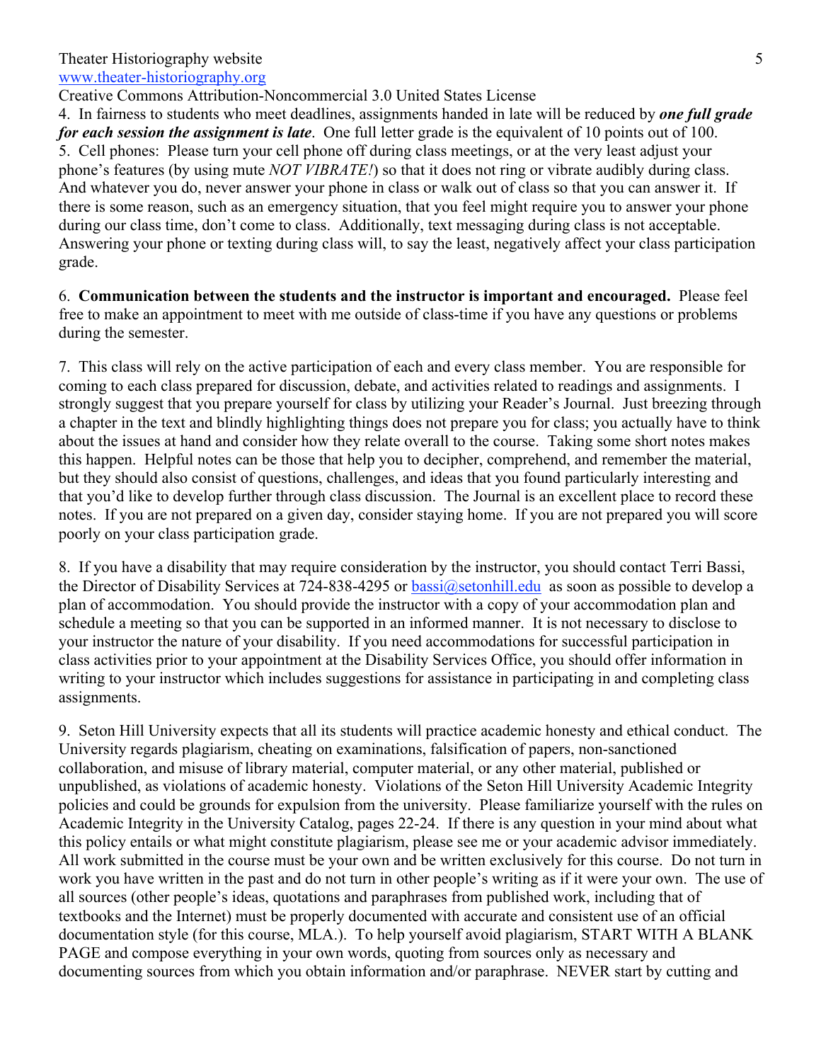Theater Historiography website
www.theater-historiography.org
Creative Commons Attribution-Noncommercial 3.0 United States License

4. In fairness to students who meet deadlines, assignments handed in late will be reduced by ***one full grade for each session the assignment is late***. One full letter grade is the equivalent of 10 points out of 100.

5. Cell phones: Please turn your cell phone off during class meetings, or at the very least adjust your phone's features (by using mute *NOT VIBRATE!*) so that it does not ring or vibrate audibly during class. And whatever you do, never answer your phone in class or walk out of class so that you can answer it. If there is some reason, such as an emergency situation, that you feel might require you to answer your phone during our class time, don't come to class. Additionally, text messaging during class is not acceptable. Answering your phone or texting during class will, to say the least, negatively affect your class participation grade.

6. **Communication between the students and the instructor is important and encouraged.** Please feel free to make an appointment to meet with me outside of class-time if you have any questions or problems during the semester.

7. This class will rely on the active participation of each and every class member. You are responsible for coming to each class prepared for discussion, debate, and activities related to readings and assignments. I strongly suggest that you prepare yourself for class by utilizing your Reader's Journal. Just breezing through a chapter in the text and blindly highlighting things does not prepare you for class; you actually have to think about the issues at hand and consider how they relate overall to the course. Taking some short notes makes this happen. Helpful notes can be those that help you to decipher, comprehend, and remember the material, but they should also consist of questions, challenges, and ideas that you found particularly interesting and that you'd like to develop further through class discussion. The Journal is an excellent place to record these notes. If you are not prepared on a given day, consider staying home. If you are not prepared you will score poorly on your class participation grade.

8. If you have a disability that may require consideration by the instructor, you should contact Terri Bassi, the Director of Disability Services at 724-838-4295 or bassi@setonhill.edu as soon as possible to develop a plan of accommodation. You should provide the instructor with a copy of your accommodation plan and schedule a meeting so that you can be supported in an informed manner. It is not necessary to disclose to your instructor the nature of your disability. If you need accommodations for successful participation in class activities prior to your appointment at the Disability Services Office, you should offer information in writing to your instructor which includes suggestions for assistance in participating in and completing class assignments.

9. Seton Hill University expects that all its students will practice academic honesty and ethical conduct. The University regards plagiarism, cheating on examinations, falsification of papers, non-sanctioned collaboration, and misuse of library material, computer material, or any other material, published or unpublished, as violations of academic honesty. Violations of the Seton Hill University Academic Integrity policies and could be grounds for expulsion from the university. Please familiarize yourself with the rules on Academic Integrity in the University Catalog, pages 22-24. If there is any question in your mind about what this policy entails or what might constitute plagiarism, please see me or your academic advisor immediately. All work submitted in the course must be your own and be written exclusively for this course. Do not turn in work you have written in the past and do not turn in other people's writing as if it were your own. The use of all sources (other people's ideas, quotations and paraphrases from published work, including that of textbooks and the Internet) must be properly documented with accurate and consistent use of an official documentation style (for this course, MLA.). To help yourself avoid plagiarism, START WITH A BLANK PAGE and compose everything in your own words, quoting from sources only as necessary and documenting sources from which you obtain information and/or paraphrase. NEVER start by cutting and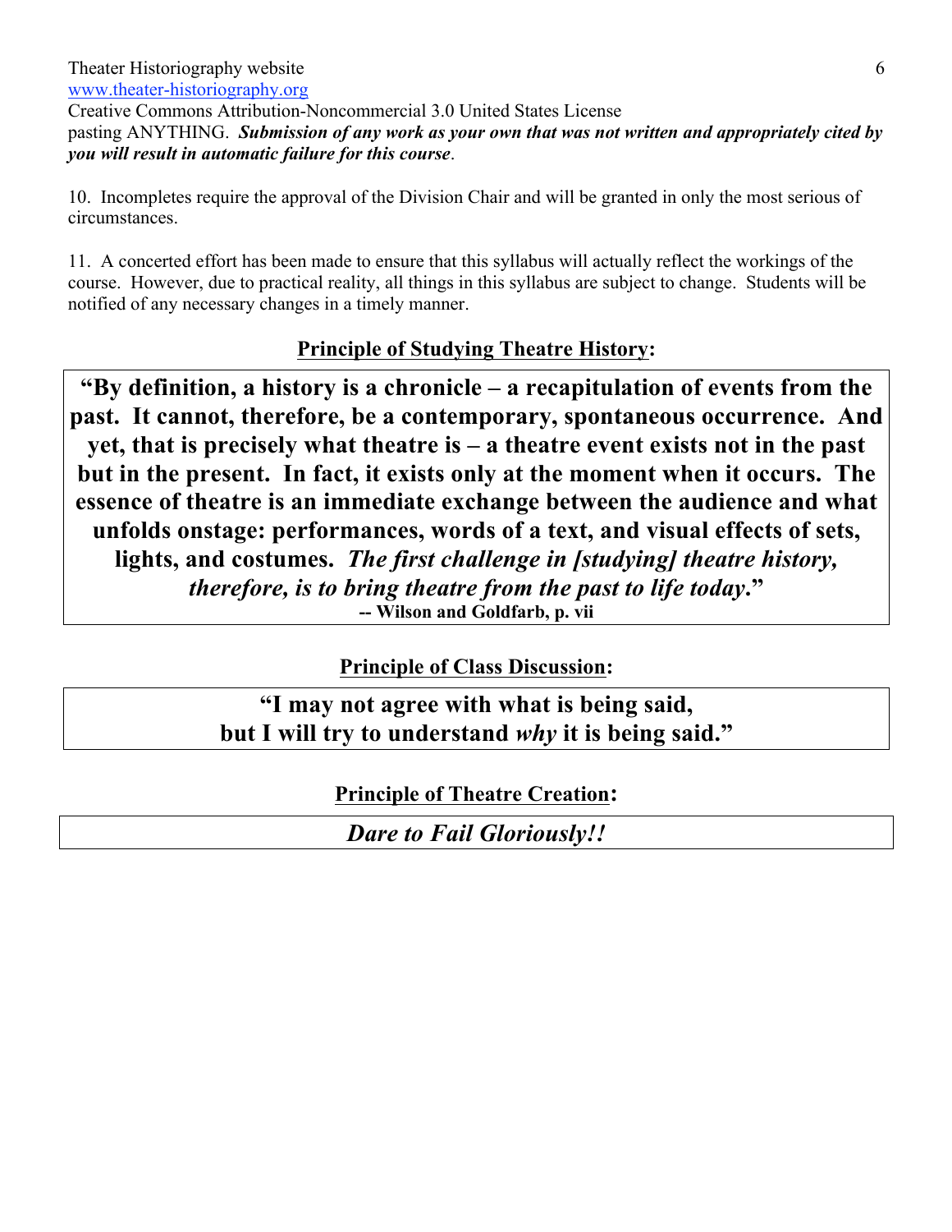pasting ANYTHING. ***Submission of any work as your own that was not written and appropriately cited by you will result in automatic failure for this course***.

10. Incompletes require the approval of the Division Chair and will be granted in only the most serious of circumstances.

11. A concerted effort has been made to ensure that this syllabus will actually reflect the workings of the course. However, due to practical reality, all things in this syllabus are subject to change. Students will be notified of any necessary changes in a timely manner.

## Principle of Studying Theatre History:

> **"By definition, a history is a chronicle – a recapitulation of events from the past. It cannot, therefore, be a contemporary, spontaneous occurrence. And yet, that is precisely what theatre is – a theatre event exists not in the past but in the present. In fact, it exists only at the moment when it occurs. The essence of theatre is an immediate exchange between the audience and what unfolds onstage: performances, words of a text, and visual effects of sets, lights, and costumes. *The first challenge in [studying] theatre history, therefore, is to bring theatre from the past to life today*."**
> **-- Wilson and Goldfarb, p. vii**

## Principle of Class Discussion:

> **"I may not agree with what is being said, but I will try to understand *why* it is being said."**

## Principle of Theatre Creation:

> *Dare to Fail Gloriously!!*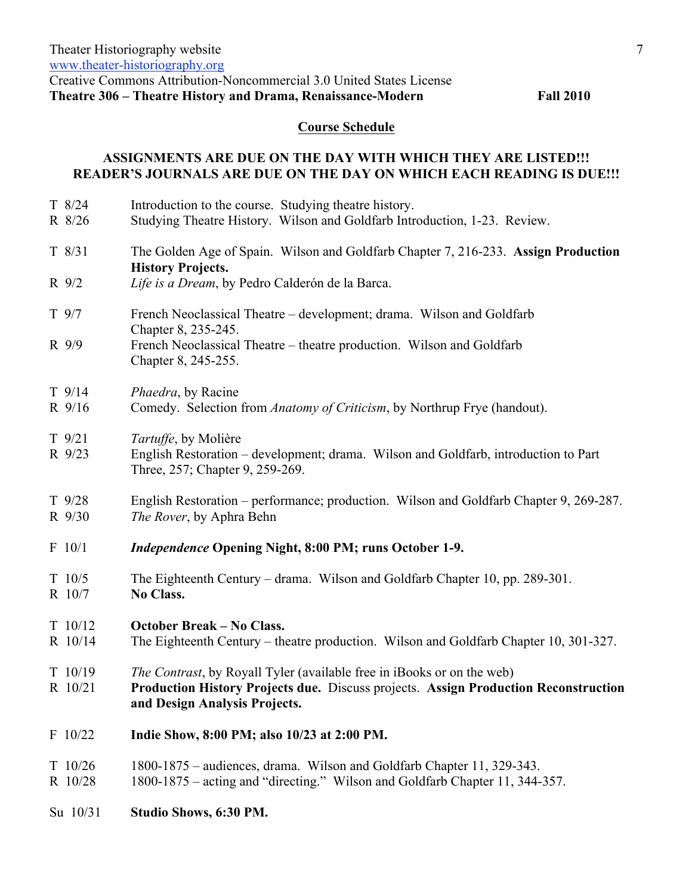Theater Historiography website
www.theater-historiography.org
Creative Commons Attribution-Noncommercial 3.0 United States License
**Theatre 306 – Theatre History and Drama, Renaissance-Modern** **Fall 2010**

## Course Schedule

**ASSIGNMENTS ARE DUE ON THE DAY WITH WHICH THEY ARE LISTED!!!**
**READER'S JOURNALS ARE DUE ON THE DAY ON WHICH EACH READING IS DUE!!!**

T 8/24 Introduction to the course. Studying theatre history.
R 8/26 Studying Theatre History. Wilson and Goldfarb Introduction, 1-23. Review.

T 8/31 The Golden Age of Spain. Wilson and Goldfarb Chapter 7, 216-233. **Assign Production History Projects.**
R 9/2 *Life is a Dream*, by Pedro Calderón de la Barca.

T 9/7 French Neoclassical Theatre – development; drama. Wilson and Goldfarb Chapter 8, 235-245.
R 9/9 French Neoclassical Theatre – theatre production. Wilson and Goldfarb Chapter 8, 245-255.

T 9/14 *Phaedra*, by Racine
R 9/16 Comedy. Selection from *Anatomy of Criticism*, by Northrup Frye (handout).

T 9/21 *Tartuffe*, by Molière
R 9/23 English Restoration – development; drama. Wilson and Goldfarb, introduction to Part Three, 257; Chapter 9, 259-269.

T 9/28 English Restoration – performance; production. Wilson and Goldfarb Chapter 9, 269-287.
R 9/30 *The Rover*, by Aphra Behn

F 10/1 ***Independence* Opening Night, 8:00 PM; runs October 1-9.**

T 10/5 The Eighteenth Century – drama. Wilson and Goldfarb Chapter 10, pp. 289-301.
R 10/7 **No Class.**

T 10/12 **October Break – No Class.**
R 10/14 The Eighteenth Century – theatre production. Wilson and Goldfarb Chapter 10, 301-327.

T 10/19 *The Contrast*, by Royall Tyler (available free in iBooks or on the web)
R 10/21 **Production History Projects due.** Discuss projects. **Assign Production Reconstruction and Design Analysis Projects.**

F 10/22 **Indie Show, 8:00 PM; also 10/23 at 2:00 PM.**

T 10/26 1800-1875 – audiences, drama. Wilson and Goldfarb Chapter 11, 329-343.
R 10/28 1800-1875 – acting and "directing." Wilson and Goldfarb Chapter 11, 344-357.

Su 10/31 **Studio Shows, 6:30 PM.**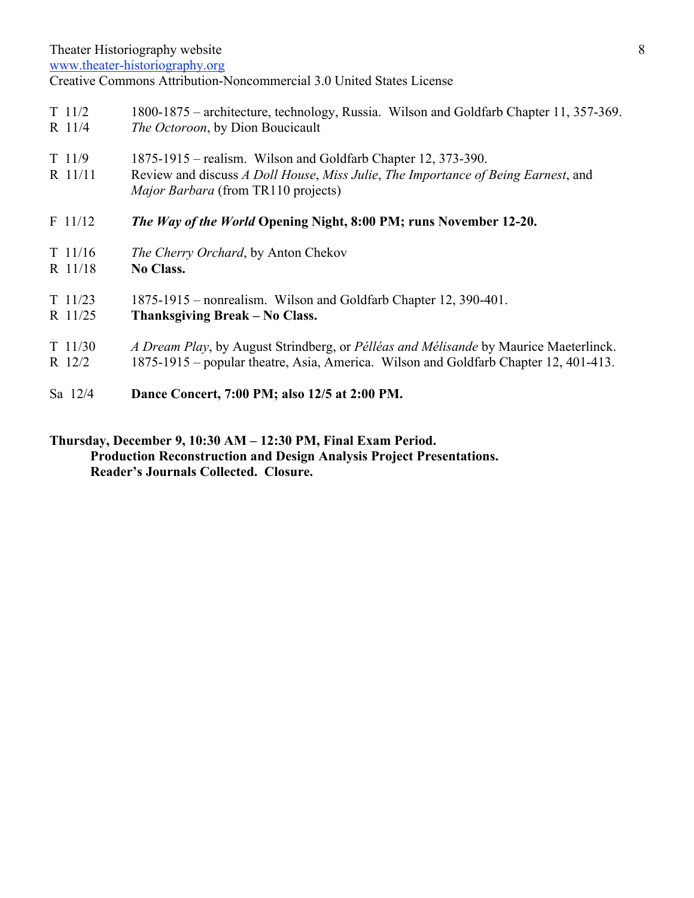T 11/2 1800-1875 – architecture, technology, Russia. Wilson and Goldfarb Chapter 11, 357-369.
R 11/4 *The Octoroon*, by Dion Boucicault

T 11/9 1875-1915 – realism. Wilson and Goldfarb Chapter 12, 373-390.
R 11/11 Review and discuss *A Doll House*, *Miss Julie*, *The Importance of Being Earnest*, and *Major Barbara* (from TR110 projects)

F 11/12 ***The Way of the World* Opening Night, 8:00 PM; runs November 12-20.**

T 11/16 *The Cherry Orchard*, by Anton Chekov
R 11/18 **No Class.**

T 11/23 1875-1915 – nonrealism. Wilson and Goldfarb Chapter 12, 390-401.
R 11/25 **Thanksgiving Break – No Class.**

T 11/30 *A Dream Play*, by August Strindberg, or *Pélléas and Mélisande* by Maurice Maeterlinck.
R 12/2 1875-1915 – popular theatre, Asia, America. Wilson and Goldfarb Chapter 12, 401-413.

Sa 12/4 **Dance Concert, 7:00 PM; also 12/5 at 2:00 PM.**

**Thursday, December 9, 10:30 AM – 12:30 PM, Final Exam Period.**
**Production Reconstruction and Design Analysis Project Presentations.**
**Reader's Journals Collected. Closure.**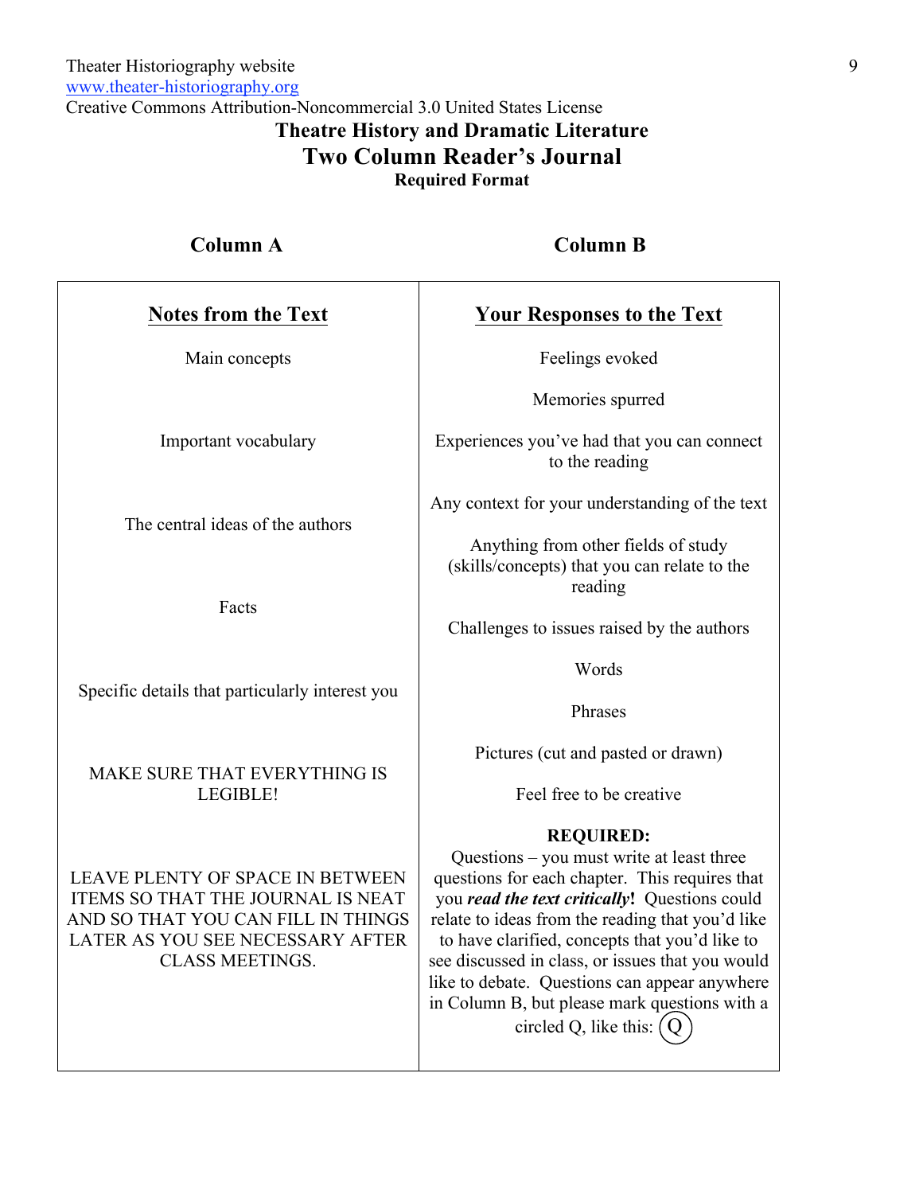Theater Historiography website
www.theater-historiography.org
Creative Commons Attribution-Noncommercial 3.0 United States License

# Theatre History and Dramatic Literature

## Two Column Reader's Journal

**Required Format**

| **Column A** | **Column B** |
|---|---|
| **<u>Notes from the Text</u>** | **<u>Your Responses to the Text</u>** |
| Main concepts | Feelings evoked |
| | Memories spurred |
| Important vocabulary | Experiences you've had that you can connect to the reading |
| The central ideas of the authors | Any context for your understanding of the text |
| | Anything from other fields of study (skills/concepts) that you can relate to the reading |
| Facts | Challenges to issues raised by the authors |
| | Words |
| Specific details that particularly interest you | Phrases |
| | Pictures (cut and pasted or drawn) |
| MAKE SURE THAT EVERYTHING IS LEGIBLE! | Feel free to be creative |
| LEAVE PLENTY OF SPACE IN BETWEEN ITEMS SO THAT THE JOURNAL IS NEAT AND SO THAT YOU CAN FILL IN THINGS LATER AS YOU SEE NECESSARY AFTER CLASS MEETINGS. | **REQUIRED:** Questions – you must write at least three questions for each chapter. This requires that you ***read the text critically*****!** Questions could relate to ideas from the reading that you'd like to have clarified, concepts that you'd like to see discussed in class, or issues that you would like to debate. Questions can appear anywhere in Column B, but please mark questions with a circled Q, like this: (Q) |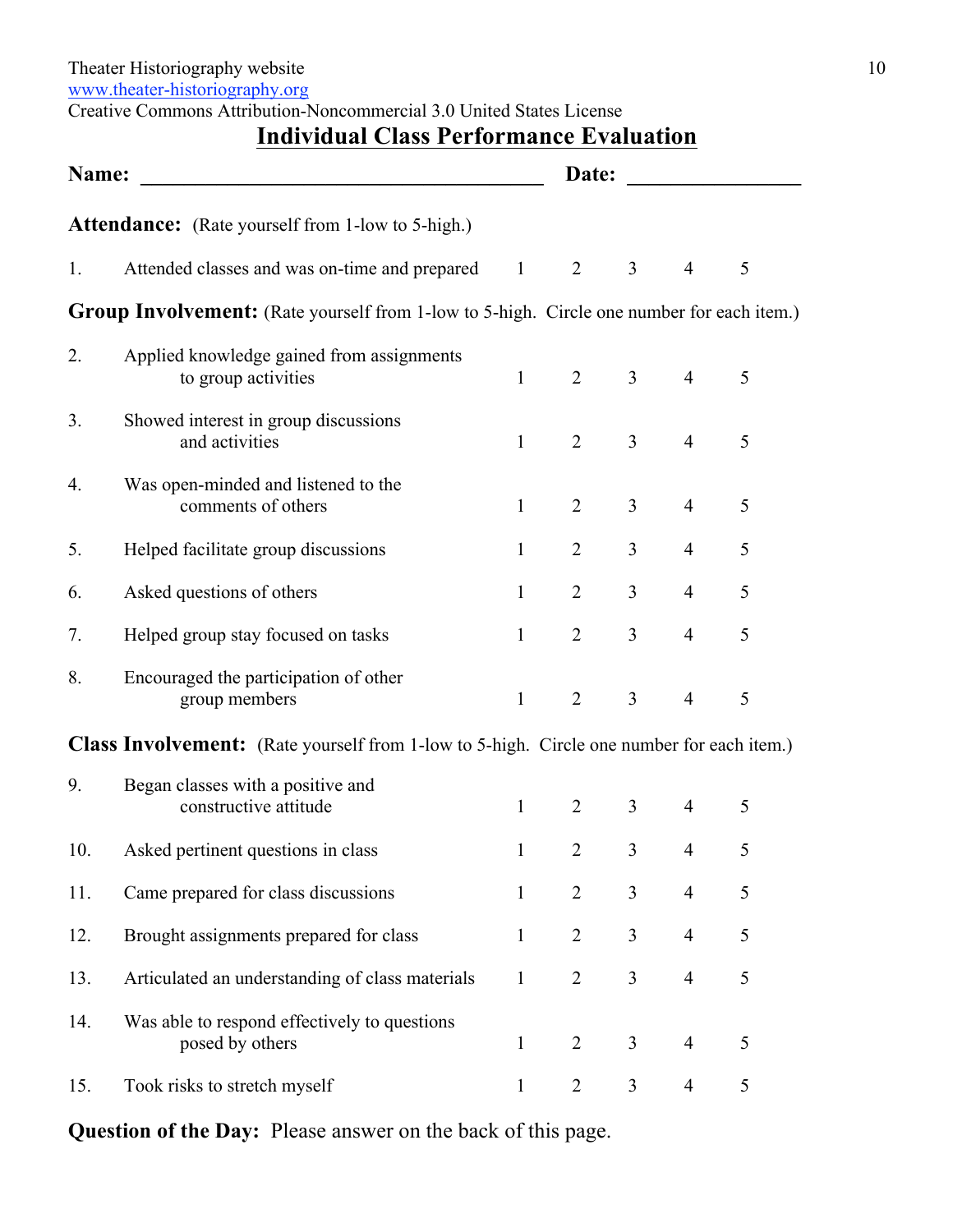Theater Historiography website
www.theater-historiography.org
Creative Commons Attribution-Noncommercial 3.0 United States License

# Individual Class Performance Evaluation

**Name:** ______________________________________ **Date:** ________________

**Attendance:** (Rate yourself from 1-low to 5-high.)

| | | | | | | |
|---|---|---|---|---|---|---|
| 1. | Attended classes and was on-time and prepared | 1 | 2 | 3 | 4 | 5 |

**Group Involvement:** (Rate yourself from 1-low to 5-high. Circle one number for each item.)

| | | | | | | |
|---|---|---|---|---|---|---|
| 2. | Applied knowledge gained from assignments to group activities | 1 | 2 | 3 | 4 | 5 |
| 3. | Showed interest in group discussions and activities | 1 | 2 | 3 | 4 | 5 |
| 4. | Was open-minded and listened to the comments of others | 1 | 2 | 3 | 4 | 5 |
| 5. | Helped facilitate group discussions | 1 | 2 | 3 | 4 | 5 |
| 6. | Asked questions of others | 1 | 2 | 3 | 4 | 5 |
| 7. | Helped group stay focused on tasks | 1 | 2 | 3 | 4 | 5 |
| 8. | Encouraged the participation of other group members | 1 | 2 | 3 | 4 | 5 |

**Class Involvement:** (Rate yourself from 1-low to 5-high. Circle one number for each item.)

| | | | | | | |
|---|---|---|---|---|---|---|
| 9. | Began classes with a positive and constructive attitude | 1 | 2 | 3 | 4 | 5 |
| 10. | Asked pertinent questions in class | 1 | 2 | 3 | 4 | 5 |
| 11. | Came prepared for class discussions | 1 | 2 | 3 | 4 | 5 |
| 12. | Brought assignments prepared for class | 1 | 2 | 3 | 4 | 5 |
| 13. | Articulated an understanding of class materials | 1 | 2 | 3 | 4 | 5 |
| 14. | Was able to respond effectively to questions posed by others | 1 | 2 | 3 | 4 | 5 |
| 15. | Took risks to stretch myself | 1 | 2 | 3 | 4 | 5 |

**Question of the Day:** Please answer on the back of this page.